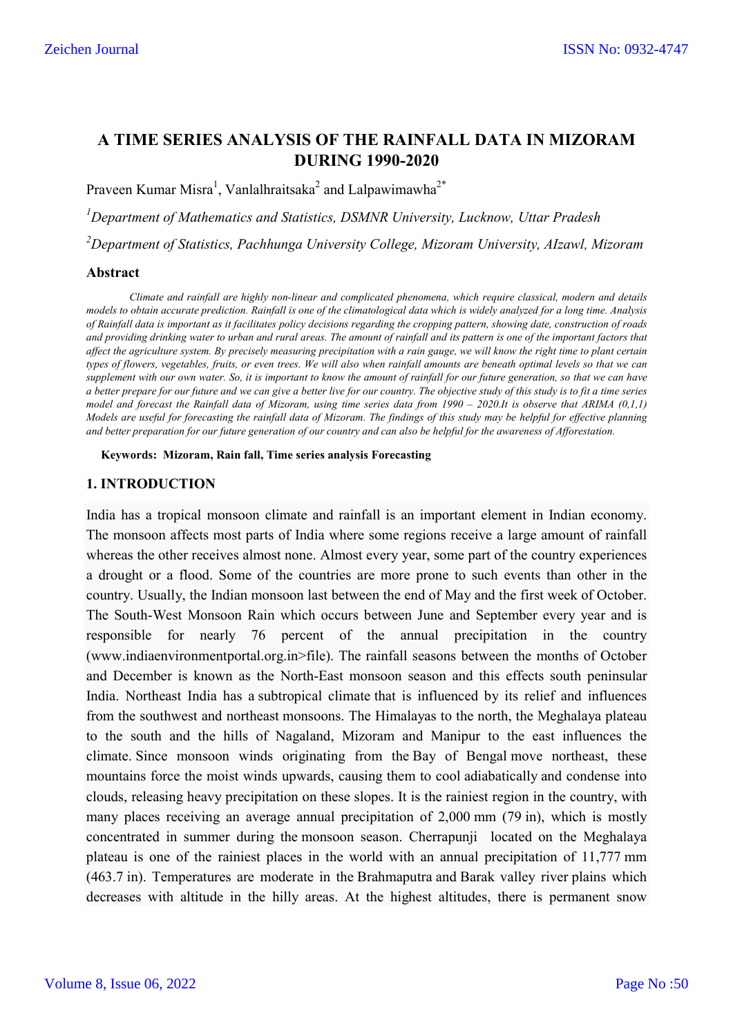# A TIME SERIES ANALYSIS OF THE RAINFALL DATA IN MIZORAM DURING 1990-2020

Praveen Kumar Misra[1], Vanlalhraitsaka[2] and Lalpawimawha[2*]

[1]*Department of Mathematics and Statistics, DSMNR University, Lucknow, Uttar Pradesh*

[2]*Department of Statistics, Pachhunga University College, Mizoram University, AIzawl, Mizoram*

## Abstract

*Climate and rainfall are highly non-linear and complicated phenomena, which require classical, modern and details models to obtain accurate prediction. Rainfall is one of the climatological data which is widely analyzed for a long time. Analysis of Rainfall data is important as it facilitates policy decisions regarding the cropping pattern, showing date, construction of roads and providing drinking water to urban and rural areas. The amount of rainfall and its pattern is one of the important factors that affect the agriculture system. By precisely measuring precipitation with a rain gauge, we will know the right time to plant certain types of flowers, vegetables, fruits, or even trees. We will also when rainfall amounts are beneath optimal levels so that we can supplement with our own water. So, it is important to know the amount of rainfall for our future generation, so that we can have a better prepare for our future and we can give a better live for our country. The objective study of this study is to fit a time series model and forecast the Rainfall data of Mizoram, using time series data from 1990 – 2020.It is observe that ARIMA (0,1,1) Models are useful for forecasting the rainfall data of Mizoram. The findings of this study may be helpful for effective planning and better preparation for our future generation of our country and can also be helpful for the awareness of Afforestation.*

**Keywords: Mizoram, Rain fall, Time series analysis Forecasting**

## 1. INTRODUCTION

India has a tropical monsoon climate and rainfall is an important element in Indian economy. The monsoon affects most parts of India where some regions receive a large amount of rainfall whereas the other receives almost none. Almost every year, some part of the country experiences a drought or a flood. Some of the countries are more prone to such events than other in the country. Usually, the Indian monsoon last between the end of May and the first week of October. The South-West Monsoon Rain which occurs between June and September every year and is responsible for nearly 76 percent of the annual precipitation in the country (www.indiaenvironmentportal.org.in>file). The rainfall seasons between the months of October and December is known as the North-East monsoon season and this effects south peninsular India. Northeast India has a subtropical climate that is influenced by its relief and influences from the southwest and northeast monsoons. The Himalayas to the north, the Meghalaya plateau to the south and the hills of Nagaland, Mizoram and Manipur to the east influences the climate. Since monsoon winds originating from the Bay of Bengal move northeast, these mountains force the moist winds upwards, causing them to cool adiabatically and condense into clouds, releasing heavy precipitation on these slopes. It is the rainiest region in the country, with many places receiving an average annual precipitation of 2,000 mm (79 in), which is mostly concentrated in summer during the monsoon season. Cherrapunji located on the Meghalaya plateau is one of the rainiest places in the world with an annual precipitation of 11,777 mm (463.7 in). Temperatures are moderate in the Brahmaputra and Barak valley river plains which decreases with altitude in the hilly areas. At the highest altitudes, there is permanent snow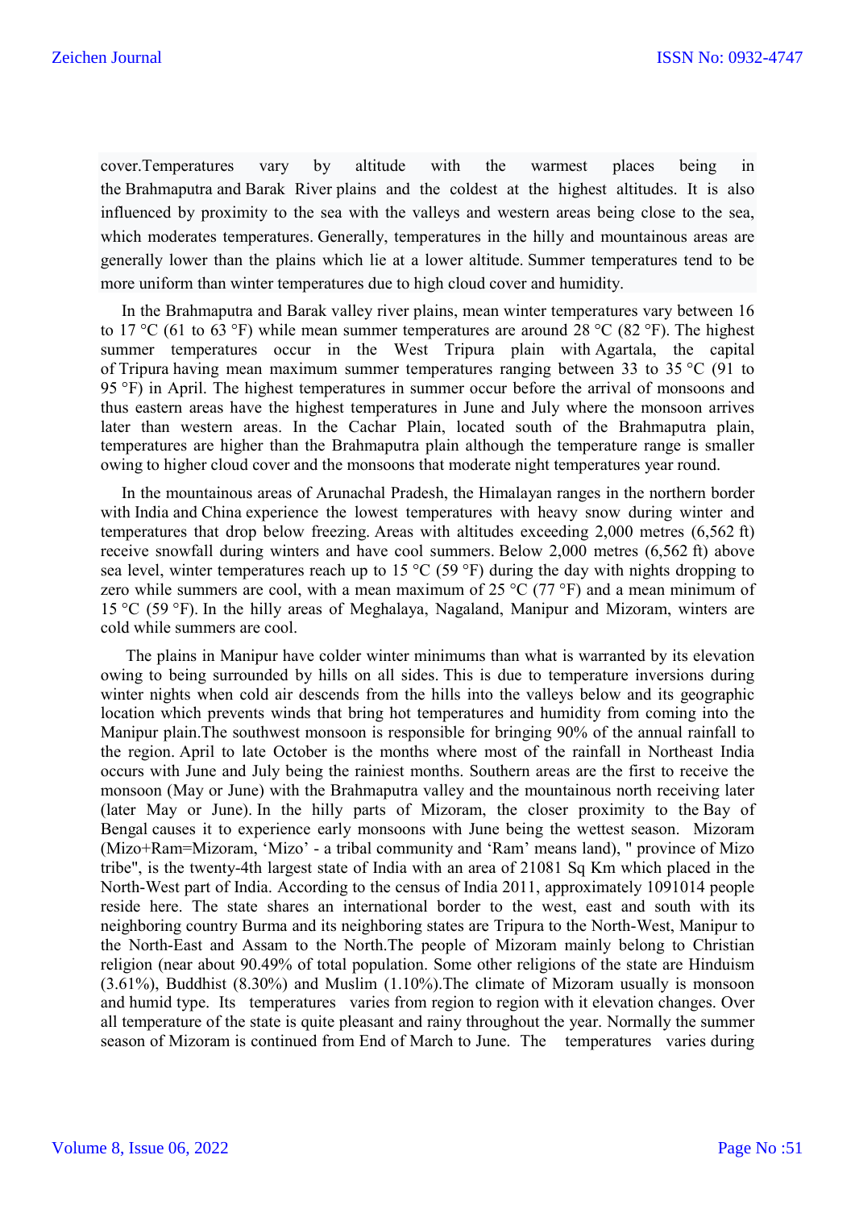cover.Temperatures vary by altitude with the warmest places being in the Brahmaputra and Barak River plains and the coldest at the highest altitudes. It is also influenced by proximity to the sea with the valleys and western areas being close to the sea, which moderates temperatures. Generally, temperatures in the hilly and mountainous areas are generally lower than the plains which lie at a lower altitude. Summer temperatures tend to be more uniform than winter temperatures due to high cloud cover and humidity.

In the Brahmaputra and Barak valley river plains, mean winter temperatures vary between 16 to 17 °C (61 to 63 °F) while mean summer temperatures are around 28 °C (82 °F). The highest summer temperatures occur in the West Tripura plain with Agartala, the capital of Tripura having mean maximum summer temperatures ranging between 33 to 35 °C (91 to 95 °F) in April. The highest temperatures in summer occur before the arrival of monsoons and thus eastern areas have the highest temperatures in June and July where the monsoon arrives later than western areas. In the Cachar Plain, located south of the Brahmaputra plain, temperatures are higher than the Brahmaputra plain although the temperature range is smaller owing to higher cloud cover and the monsoons that moderate night temperatures year round.

In the mountainous areas of Arunachal Pradesh, the Himalayan ranges in the northern border with India and China experience the lowest temperatures with heavy snow during winter and temperatures that drop below freezing. Areas with altitudes exceeding 2,000 metres (6,562 ft) receive snowfall during winters and have cool summers. Below 2,000 metres (6,562 ft) above sea level, winter temperatures reach up to 15 °C (59 °F) during the day with nights dropping to zero while summers are cool, with a mean maximum of 25 °C (77 °F) and a mean minimum of 15 °C (59 °F). In the hilly areas of Meghalaya, Nagaland, Manipur and Mizoram, winters are cold while summers are cool.

The plains in Manipur have colder winter minimums than what is warranted by its elevation owing to being surrounded by hills on all sides. This is due to temperature inversions during winter nights when cold air descends from the hills into the valleys below and its geographic location which prevents winds that bring hot temperatures and humidity from coming into the Manipur plain.The southwest monsoon is responsible for bringing 90% of the annual rainfall to the region. April to late October is the months where most of the rainfall in Northeast India occurs with June and July being the rainiest months. Southern areas are the first to receive the monsoon (May or June) with the Brahmaputra valley and the mountainous north receiving later (later May or June). In the hilly parts of Mizoram, the closer proximity to the Bay of Bengal causes it to experience early monsoons with June being the wettest season. Mizoram (Mizo+Ram=Mizoram, 'Mizo' - a tribal community and 'Ram' means land), " province of Mizo tribe", is the twenty-4th largest state of India with an area of 21081 Sq Km which placed in the North-West part of India. According to the census of India 2011, approximately 1091014 people reside here. The state shares an international border to the west, east and south with its neighboring country Burma and its neighboring states are Tripura to the North-West, Manipur to the North-East and Assam to the North.The people of Mizoram mainly belong to Christian religion (near about 90.49% of total population. Some other religions of the state are Hinduism (3.61%), Buddhist (8.30%) and Muslim (1.10%).The climate of Mizoram usually is monsoon and humid type. Its temperatures varies from region to region with it elevation changes. Over all temperature of the state is quite pleasant and rainy throughout the year. Normally the summer season of Mizoram is continued from End of March to June. The temperatures varies during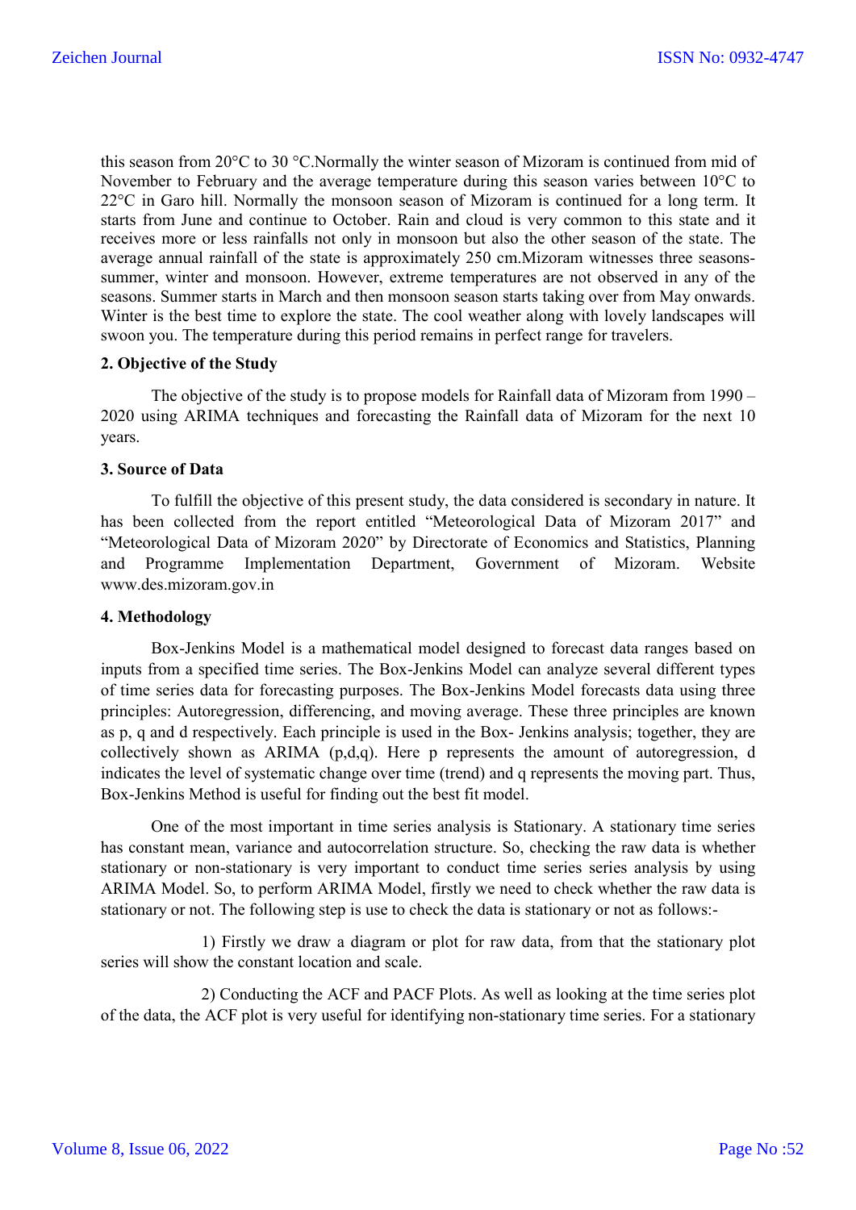this season from 20°C to 30 °C.Normally the winter season of Mizoram is continued from mid of November to February and the average temperature during this season varies between 10°C to 22°C in Garo hill. Normally the monsoon season of Mizoram is continued for a long term. It starts from June and continue to October. Rain and cloud is very common to this state and it receives more or less rainfalls not only in monsoon but also the other season of the state. The average annual rainfall of the state is approximately 250 cm.Mizoram witnesses three seasons- summer, winter and monsoon. However, extreme temperatures are not observed in any of the seasons. Summer starts in March and then monsoon season starts taking over from May onwards. Winter is the best time to explore the state. The cool weather along with lovely landscapes will swoon you. The temperature during this period remains in perfect range for travelers.

### 2. Objective of the Study

The objective of the study is to propose models for Rainfall data of Mizoram from 1990 – 2020 using ARIMA techniques and forecasting the Rainfall data of Mizoram for the next 10 years.

### 3. Source of Data

To fulfill the objective of this present study, the data considered is secondary in nature. It has been collected from the report entitled "Meteorological Data of Mizoram 2017" and "Meteorological Data of Mizoram 2020" by Directorate of Economics and Statistics, Planning and Programme Implementation Department, Government of Mizoram. Website www.des.mizoram.gov.in

### 4. Methodology

Box-Jenkins Model is a mathematical model designed to forecast data ranges based on inputs from a specified time series. The Box-Jenkins Model can analyze several different types of time series data for forecasting purposes. The Box-Jenkins Model forecasts data using three principles: Autoregression, differencing, and moving average. These three principles are known as p, q and d respectively. Each principle is used in the Box- Jenkins analysis; together, they are collectively shown as ARIMA (p,d,q). Here p represents the amount of autoregression, d indicates the level of systematic change over time (trend) and q represents the moving part. Thus, Box-Jenkins Method is useful for finding out the best fit model.

One of the most important in time series analysis is Stationary. A stationary time series has constant mean, variance and autocorrelation structure. So, checking the raw data is whether stationary or non-stationary is very important to conduct time series series analysis by using ARIMA Model. So, to perform ARIMA Model, firstly we need to check whether the raw data is stationary or not. The following step is use to check the data is stationary or not as follows:-

1) Firstly we draw a diagram or plot for raw data, from that the stationary plot series will show the constant location and scale.

2) Conducting the ACF and PACF Plots. As well as looking at the time series plot of the data, the ACF plot is very useful for identifying non-stationary time series. For a stationary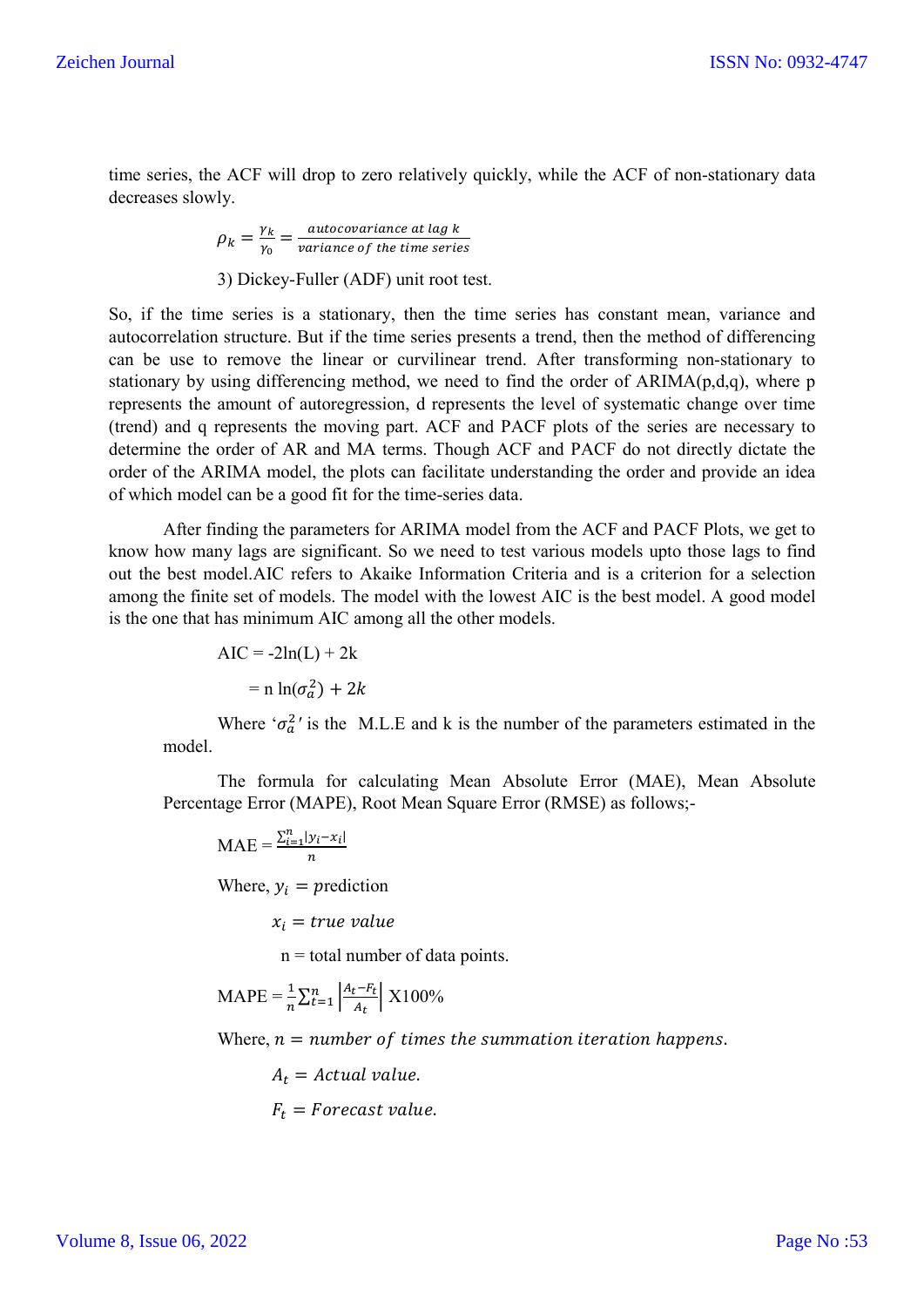time series, the ACF will drop to zero relatively quickly, while the ACF of non-stationary data decreases slowly.

$$\rho_k = \frac{\gamma_k}{\gamma_0} = \frac{autocovariance\ at\ lag\ k}{variance\ of\ the\ time\ series}$$

3) Dickey-Fuller (ADF) unit root test.

So, if the time series is a stationary, then the time series has constant mean, variance and autocorrelation structure. But if the time series presents a trend, then the method of differencing can be use to remove the linear or curvilinear trend. After transforming non-stationary to stationary by using differencing method, we need to find the order of ARIMA(p,d,q), where p represents the amount of autoregression, d represents the level of systematic change over time (trend) and q represents the moving part. ACF and PACF plots of the series are necessary to determine the order of AR and MA terms. Though ACF and PACF do not directly dictate the order of the ARIMA model, the plots can facilitate understanding the order and provide an idea of which model can be a good fit for the time-series data.

After finding the parameters for ARIMA model from the ACF and PACF Plots, we get to know how many lags are significant. So we need to test various models upto those lags to find out the best model.AIC refers to Akaike Information Criteria and is a criterion for a selection among the finite set of models. The model with the lowest AIC is the best model. A good model is the one that has minimum AIC among all the other models.

$$\text{AIC} = -2\ln(L) + 2k$$

$$= n\ln(\sigma_a^2) + 2k$$

Where '$\sigma_a^2$' is the M.L.E and k is the number of the parameters estimated in the model.

The formula for calculating Mean Absolute Error (MAE), Mean Absolute Percentage Error (MAPE), Root Mean Square Error (RMSE) as follows;-

$$\text{MAE} = \frac{\sum_{i=1}^{n}|y_i - x_i|}{n}$$

Where, $y_i = prediction$

$x_i = true\ value$

n = total number of data points.

$$\text{MAPE} = \frac{1}{n}\sum_{t=1}^{n}\left|\frac{A_t - F_t}{A_t}\right| \text{X}100\%$$

Where, $n = number\ of\ times\ the\ summation\ iteration\ happens.$

$A_t = Actual\ value.$

$F_t = Forecast\ value.$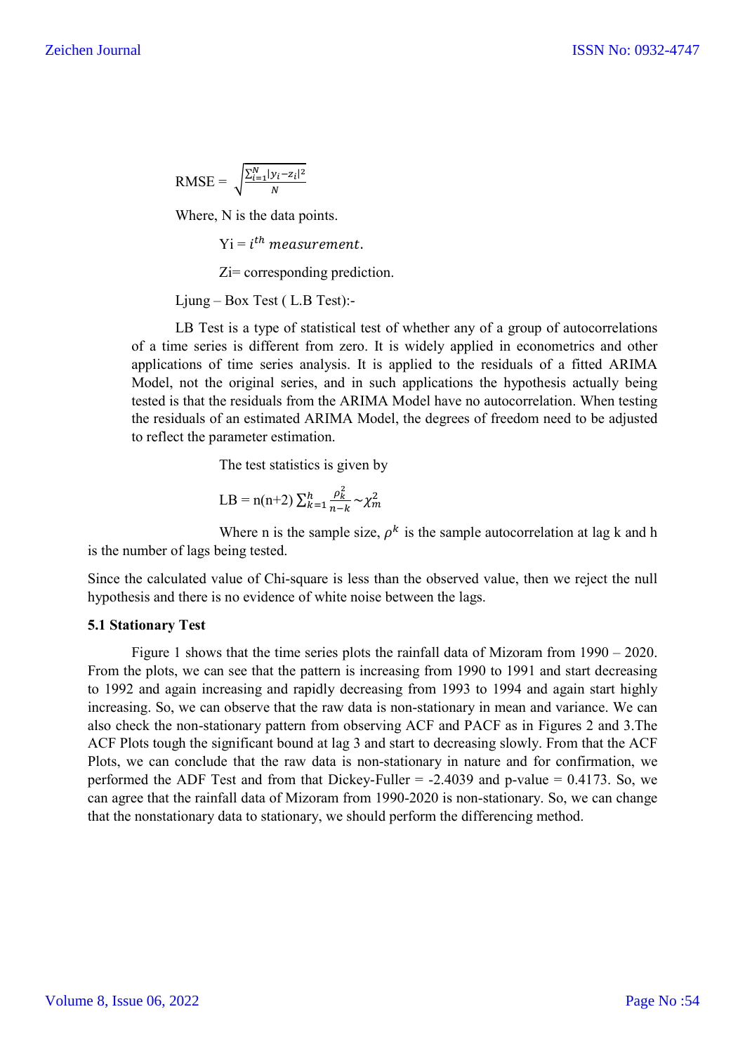$$\text{RMSE} = \sqrt{\frac{\sum_{i=1}^{N}|y_i - z_i|^2}{N}}$$

Where, N is the data points.

Yi = $i^{th}$ $measurement.$

Zi= corresponding prediction.

Ljung – Box Test ( L.B Test):-

LB Test is a type of statistical test of whether any of a group of autocorrelations of a time series is different from zero. It is widely applied in econometrics and other applications of time series analysis. It is applied to the residuals of a fitted ARIMA Model, not the original series, and in such applications the hypothesis actually being tested is that the residuals from the ARIMA Model have no autocorrelation. When testing the residuals of an estimated ARIMA Model, the degrees of freedom need to be adjusted to reflect the parameter estimation.

The test statistics is given by

$$\text{LB} = \text{n(n+2)} \sum_{k=1}^{h} \frac{\rho_k^2}{n-k} \sim \chi_m^2$$

Where n is the sample size, $\rho^k$ is the sample autocorrelation at lag k and h is the number of lags being tested.

Since the calculated value of Chi-square is less than the observed value, then we reject the null hypothesis and there is no evidence of white noise between the lags.

**5.1 Stationary Test**

Figure 1 shows that the time series plots the rainfall data of Mizoram from 1990 – 2020. From the plots, we can see that the pattern is increasing from 1990 to 1991 and start decreasing to 1992 and again increasing and rapidly decreasing from 1993 to 1994 and again start highly increasing. So, we can observe that the raw data is non-stationary in mean and variance. We can also check the non-stationary pattern from observing ACF and PACF as in Figures 2 and 3.The ACF Plots tough the significant bound at lag 3 and start to decreasing slowly. From that the ACF Plots, we can conclude that the raw data is non-stationary in nature and for confirmation, we performed the ADF Test and from that Dickey-Fuller = -2.4039 and p-value = 0.4173. So, we can agree that the rainfall data of Mizoram from 1990-2020 is non-stationary. So, we can change that the nonstationary data to stationary, we should perform the differencing method.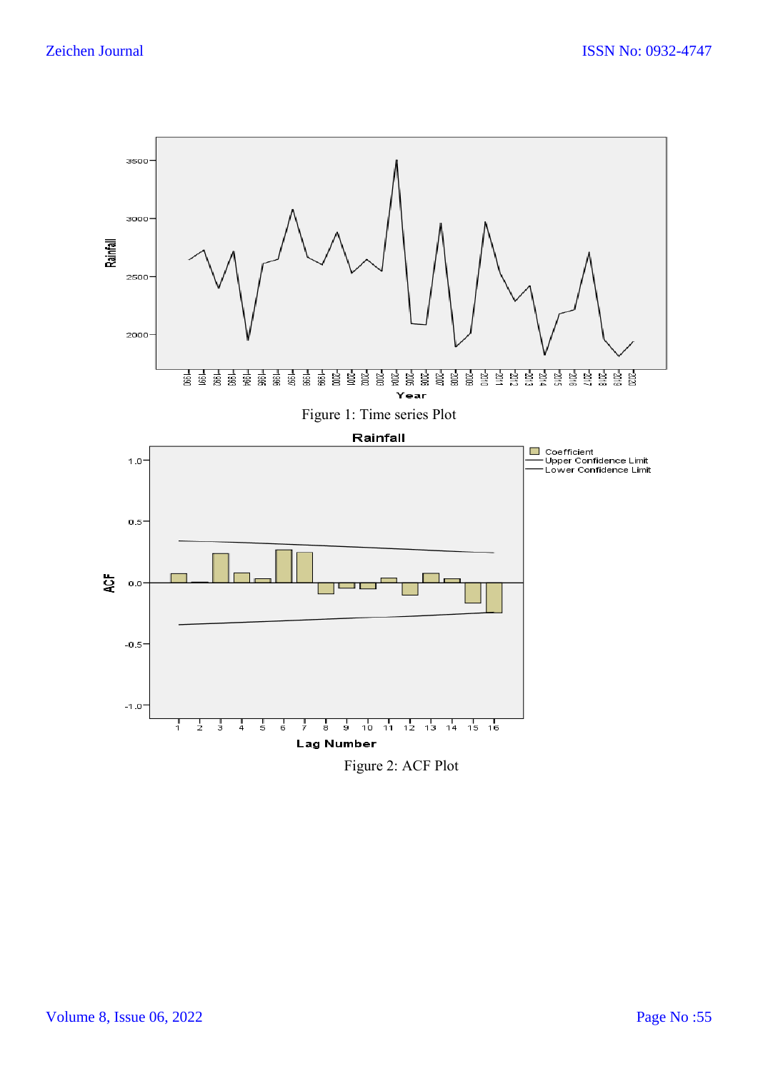Figure 1: Time series Plot

Figure 2: ACF Plot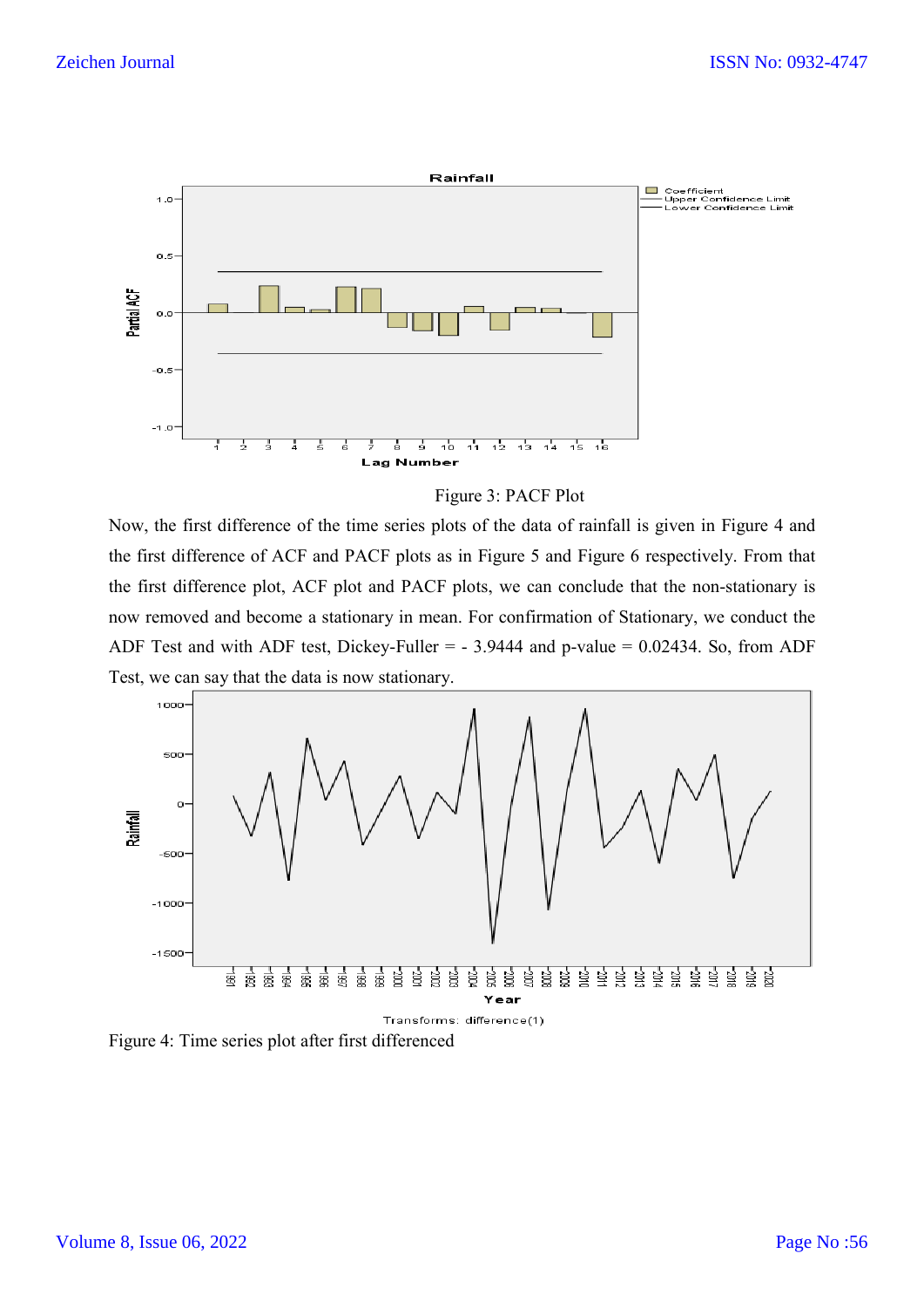Figure 3: PACF Plot

Now, the first difference of the time series plots of the data of rainfall is given in Figure 4 and the first difference of ACF and PACF plots as in Figure 5 and Figure 6 respectively. From that the first difference plot, ACF plot and PACF plots, we can conclude that the non-stationary is now removed and become a stationary in mean. For confirmation of Stationary, we conduct the ADF Test and with ADF test, Dickey-Fuller = - 3.9444 and p-value = 0.02434. So, from ADF Test, we can say that the data is now stationary.

Figure 4: Time series plot after first differenced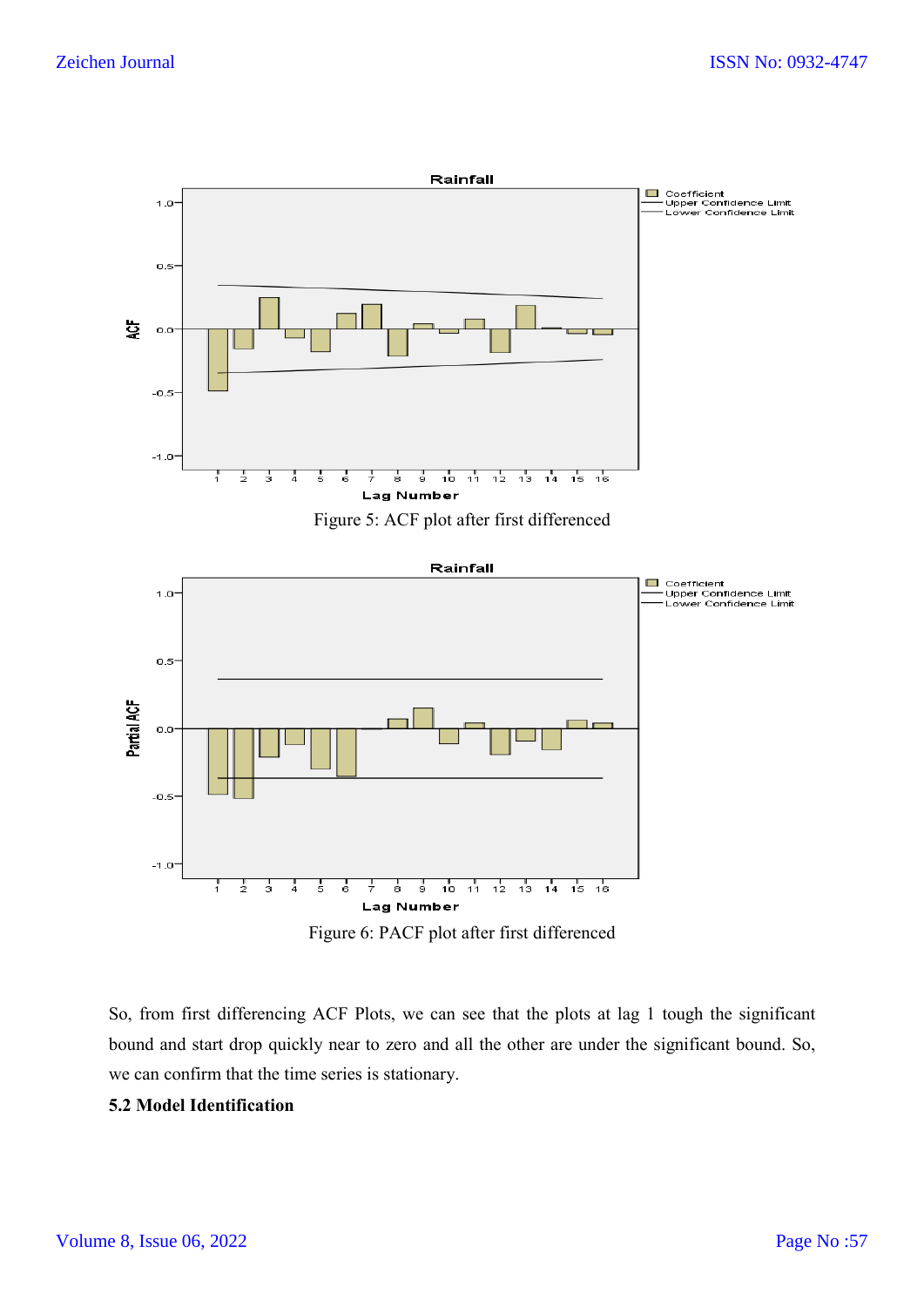Figure 5: ACF plot after first differenced

Figure 6: PACF plot after first differenced

So, from first differencing ACF Plots, we can see that the plots at lag 1 tough the significant bound and start drop quickly near to zero and all the other are under the significant bound. So, we can confirm that the time series is stationary.

**5.2 Model Identification**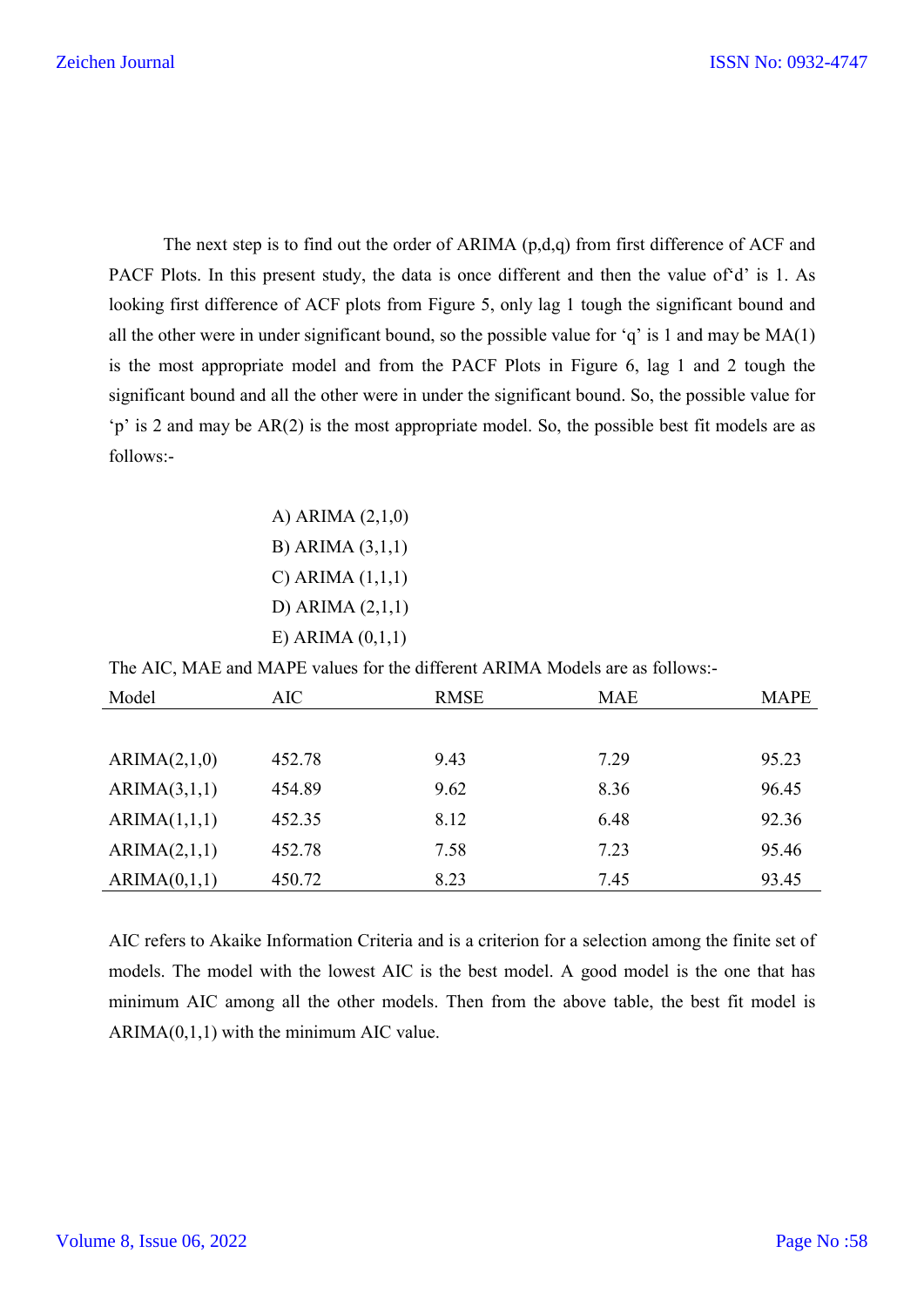The next step is to find out the order of ARIMA (p,d,q) from first difference of ACF and PACF Plots. In this present study, the data is once different and then the value of'd' is 1. As looking first difference of ACF plots from Figure 5, only lag 1 tough the significant bound and all the other were in under significant bound, so the possible value for 'q' is 1 and may be MA(1) is the most appropriate model and from the PACF Plots in Figure 6, lag 1 and 2 tough the significant bound and all the other were in under the significant bound. So, the possible value for 'p' is 2 and may be AR(2) is the most appropriate model. So, the possible best fit models are as follows:-

A) ARIMA (2,1,0)
B) ARIMA (3,1,1)
C) ARIMA (1,1,1)
D) ARIMA (2,1,1)
E) ARIMA (0,1,1)

The AIC, MAE and MAPE values for the different ARIMA Models are as follows:-

| Model | AIC | RMSE | MAE | MAPE |
|---|---|---|---|---|
| ARIMA(2,1,0) | 452.78 | 9.43 | 7.29 | 95.23 |
| ARIMA(3,1,1) | 454.89 | 9.62 | 8.36 | 96.45 |
| ARIMA(1,1,1) | 452.35 | 8.12 | 6.48 | 92.36 |
| ARIMA(2,1,1) | 452.78 | 7.58 | 7.23 | 95.46 |
| ARIMA(0,1,1) | 450.72 | 8.23 | 7.45 | 93.45 |

AIC refers to Akaike Information Criteria and is a criterion for a selection among the finite set of models. The model with the lowest AIC is the best model. A good model is the one that has minimum AIC among all the other models. Then from the above table, the best fit model is ARIMA(0,1,1) with the minimum AIC value.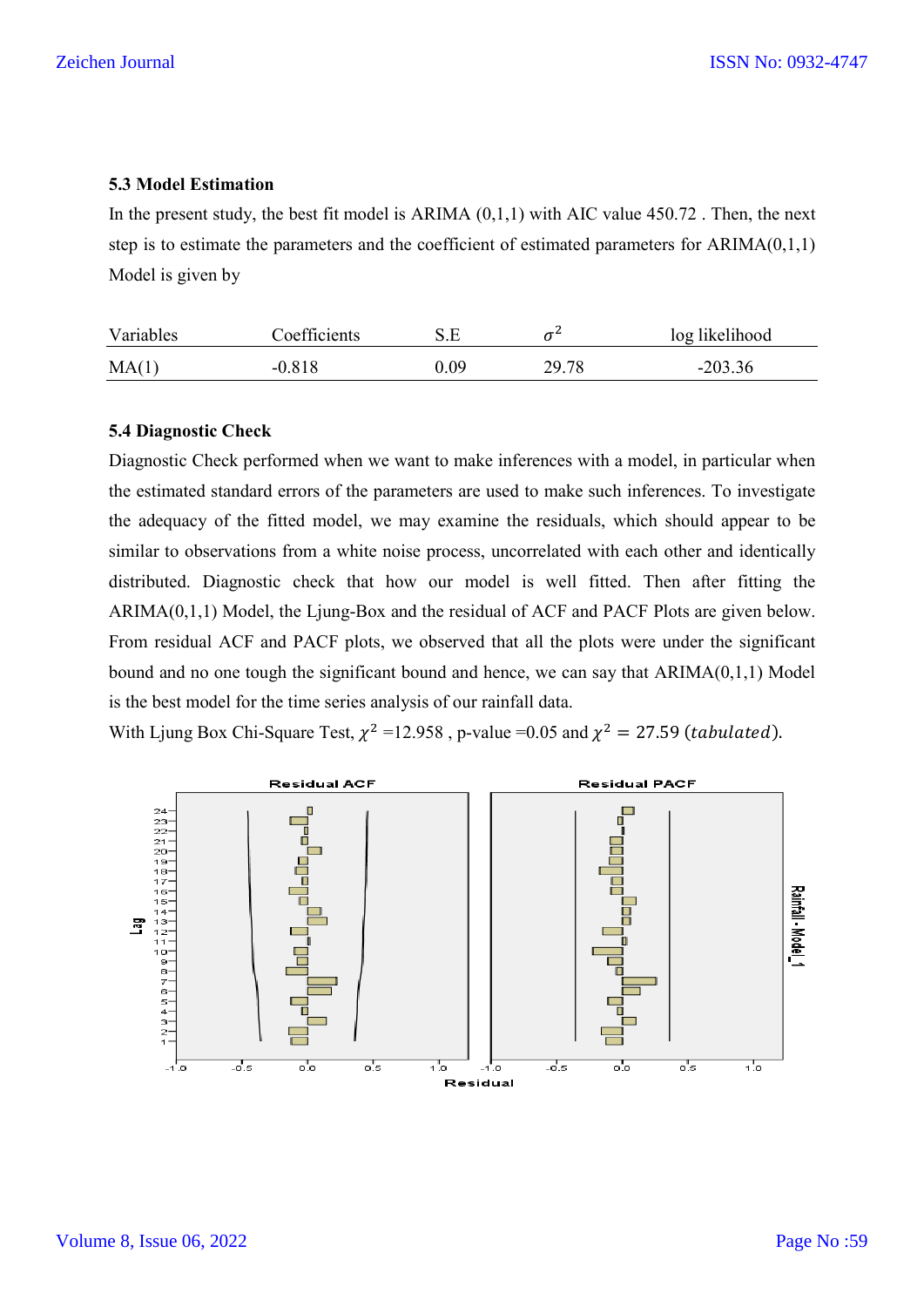### 5.3 Model Estimation

In the present study, the best fit model is ARIMA (0,1,1) with AIC value 450.72 . Then, the next step is to estimate the parameters and the coefficient of estimated parameters for ARIMA(0,1,1) Model is given by

| Variables | Coefficients | S.E | $\sigma^2$ | log likelihood |
|---|---|---|---|---|
| MA(1) | -0.818 | 0.09 | 29.78 | -203.36 |

### 5.4 Diagnostic Check

Diagnostic Check performed when we want to make inferences with a model, in particular when the estimated standard errors of the parameters are used to make such inferences. To investigate the adequacy of the fitted model, we may examine the residuals, which should appear to be similar to observations from a white noise process, uncorrelated with each other and identically distributed. Diagnostic check that how our model is well fitted. Then after fitting the ARIMA(0,1,1) Model, the Ljung-Box and the residual of ACF and PACF Plots are given below. From residual ACF and PACF plots, we observed that all the plots were under the significant bound and no one tough the significant bound and hence, we can say that ARIMA(0,1,1) Model is the best model for the time series analysis of our rainfall data.

With Ljung Box Chi-Square Test, $\chi^2$ =12.958 , p-value =0.05 and $\chi^2 = 27.59$ $(tabulated)$.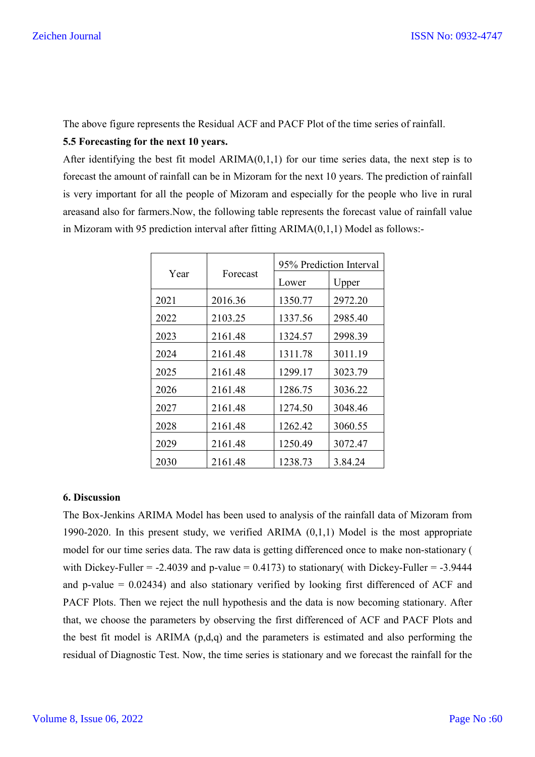The above figure represents the Residual ACF and PACF Plot of the time series of rainfall.

**5.5 Forecasting for the next 10 years.**

After identifying the best fit model ARIMA(0,1,1) for our time series data, the next step is to forecast the amount of rainfall can be in Mizoram for the next 10 years. The prediction of rainfall is very important for all the people of Mizoram and especially for the people who live in rural areasand also for farmers.Now, the following table represents the forecast value of rainfall value in Mizoram with 95 prediction interval after fitting ARIMA(0,1,1) Model as follows:-

| Year | Forecast | 95% Prediction Interval | |
|---|---|---|---|
| | | Lower | Upper |
| 2021 | 2016.36 | 1350.77 | 2972.20 |
| 2022 | 2103.25 | 1337.56 | 2985.40 |
| 2023 | 2161.48 | 1324.57 | 2998.39 |
| 2024 | 2161.48 | 1311.78 | 3011.19 |
| 2025 | 2161.48 | 1299.17 | 3023.79 |
| 2026 | 2161.48 | 1286.75 | 3036.22 |
| 2027 | 2161.48 | 1274.50 | 3048.46 |
| 2028 | 2161.48 | 1262.42 | 3060.55 |
| 2029 | 2161.48 | 1250.49 | 3072.47 |
| 2030 | 2161.48 | 1238.73 | 3.84.24 |

**6. Discussion**

The Box-Jenkins ARIMA Model has been used to analysis of the rainfall data of Mizoram from 1990-2020. In this present study, we verified ARIMA (0,1,1) Model is the most appropriate model for our time series data. The raw data is getting differenced once to make non-stationary ( with Dickey-Fuller = -2.4039 and p-value = 0.4173) to stationary( with Dickey-Fuller = -3.9444 and p-value = 0.02434) and also stationary verified by looking first differenced of ACF and PACF Plots. Then we reject the null hypothesis and the data is now becoming stationary. After that, we choose the parameters by observing the first differenced of ACF and PACF Plots and the best fit model is ARIMA (p,d,q) and the parameters is estimated and also performing the residual of Diagnostic Test. Now, the time series is stationary and we forecast the rainfall for the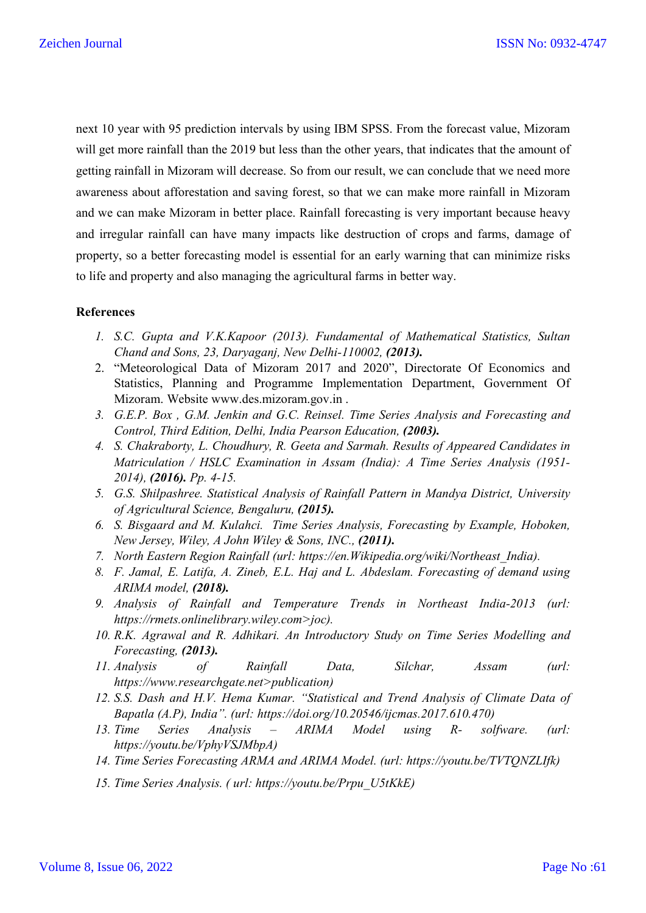next 10 year with 95 prediction intervals by using IBM SPSS. From the forecast value, Mizoram will get more rainfall than the 2019 but less than the other years, that indicates that the amount of getting rainfall in Mizoram will decrease. So from our result, we can conclude that we need more awareness about afforestation and saving forest, so that we can make more rainfall in Mizoram and we can make Mizoram in better place. Rainfall forecasting is very important because heavy and irregular rainfall can have many impacts like destruction of crops and farms, damage of property, so a better forecasting model is essential for an early warning that can minimize risks to life and property and also managing the agricultural farms in better way.

**References**

1. *S.C. Gupta and V.K.Kapoor (2013). Fundamental of Mathematical Statistics, Sultan Chand and Sons, 23, Daryaganj, New Delhi-110002,* ***(2013).***
2. "Meteorological Data of Mizoram 2017 and 2020", Directorate Of Economics and Statistics, Planning and Programme Implementation Department, Government Of Mizoram. Website www.des.mizoram.gov.in .
3. *G.E.P. Box , G.M. Jenkin and G.C. Reinsel. Time Series Analysis and Forecasting and Control, Third Edition, Delhi, India Pearson Education,* ***(2003).***
4. *S. Chakraborty, L. Choudhury, R. Geeta and Sarmah. Results of Appeared Candidates in Matriculation / HSLC Examination in Assam (India): A Time Series Analysis (1951-2014),* ***(2016).*** *Pp. 4-15.*
5. *G.S. Shilpashree. Statistical Analysis of Rainfall Pattern in Mandya District, University of Agricultural Science, Bengaluru,* ***(2015).***
6. *S. Bisgaard and M. Kulahci. Time Series Analysis, Forecasting by Example, Hoboken, New Jersey, Wiley, A John Wiley & Sons, INC.,* ***(2011).***
7. *North Eastern Region Rainfall (url: https://en.Wikipedia.org/wiki/Northeast_India).*
8. *F. Jamal, E. Latifa, A. Zineb, E.L. Haj and L. Abdeslam. Forecasting of demand using ARIMA model,* ***(2018).***
9. *Analysis of Rainfall and Temperature Trends in Northeast India-2013 (url: https://rmets.onlinelibrary.wiley.com>joc).*
10. *R.K. Agrawal and R. Adhikari. An Introductory Study on Time Series Modelling and Forecasting,* ***(2013).***
11. *Analysis of Rainfall Data, Silchar, Assam (url: https://www.researchgate.net>publication)*
12. *S.S. Dash and H.V. Hema Kumar. "Statistical and Trend Analysis of Climate Data of Bapatla (A.P), India". (url: https://doi.org/10.20546/ijcmas.2017.610.470)*
13. *Time Series Analysis – ARIMA Model using R- solfware. (url: https://youtu.be/VphyVSJMbpA)*
14. *Time Series Forecasting ARMA and ARIMA Model. (url: https://youtu.be/TVTQNZLIfk)*
15. *Time Series Analysis. ( url: https://youtu.be/Prpu_U5tKkE)*